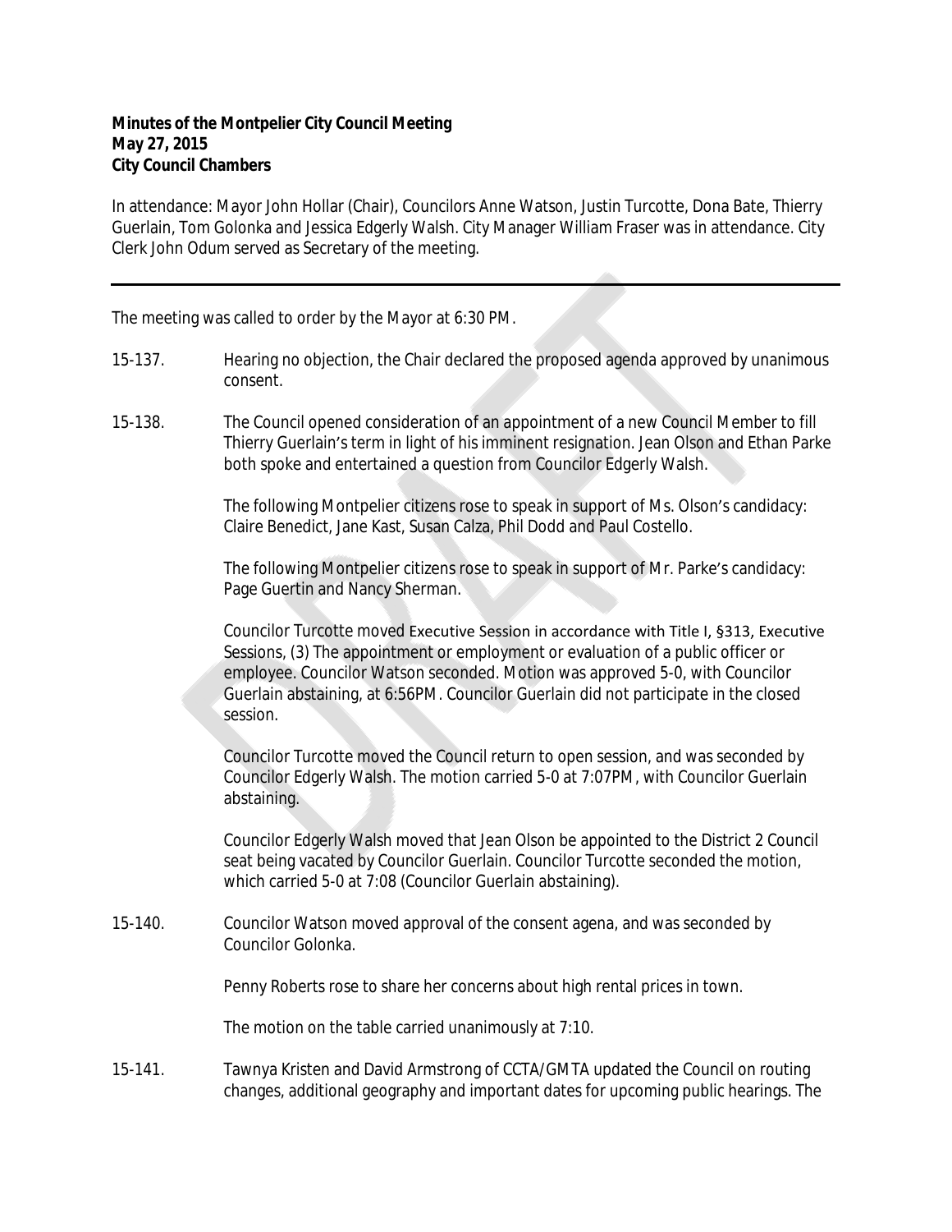**Minutes of the Montpelier City Council Meeting**
**May 27, 2015**
**City Council Chambers**

In attendance: Mayor John Hollar (Chair), Councilors Anne Watson, Justin Turcotte, Dona Bate, Thierry Guerlain, Tom Golonka and Jessica Edgerly Walsh. City Manager William Fraser was in attendance. City Clerk John Odum served as Secretary of the meeting.

---

The meeting was called to order by the Mayor at 6:30 PM.

15-137. Hearing no objection, the Chair declared the proposed agenda approved by unanimous consent.

15-138. The Council opened consideration of an appointment of a new Council Member to fill Thierry Guerlain's term in light of his imminent resignation. Jean Olson and Ethan Parke both spoke and entertained a question from Councilor Edgerly Walsh.

The following Montpelier citizens rose to speak in support of Ms. Olson's candidacy: Claire Benedict, Jane Kast, Susan Calza, Phil Dodd and Paul Costello.

The following Montpelier citizens rose to speak in support of Mr. Parke's candidacy: Page Guertin and Nancy Sherman.

Councilor Turcotte moved Executive Session in accordance with Title I, §313, Executive Sessions, (3) The appointment or employment or evaluation of a public officer or employee. Councilor Watson seconded. Motion was approved 5-0, with Councilor Guerlain abstaining, at 6:56PM. Councilor Guerlain did not participate in the closed session.

Councilor Turcotte moved the Council return to open session, and was seconded by Councilor Edgerly Walsh. The motion carried 5-0 at 7:07PM, with Councilor Guerlain abstaining.

Councilor Edgerly Walsh moved that Jean Olson be appointed to the District 2 Council seat being vacated by Councilor Guerlain. Councilor Turcotte seconded the motion, which carried 5-0 at 7:08 (Councilor Guerlain abstaining).

15-140. Councilor Watson moved approval of the consent agena, and was seconded by Councilor Golonka.

Penny Roberts rose to share her concerns about high rental prices in town.

The motion on the table carried unanimously at 7:10.

15-141. Tawnya Kristen and David Armstrong of CCTA/GMTA updated the Council on routing changes, additional geography and important dates for upcoming public hearings. The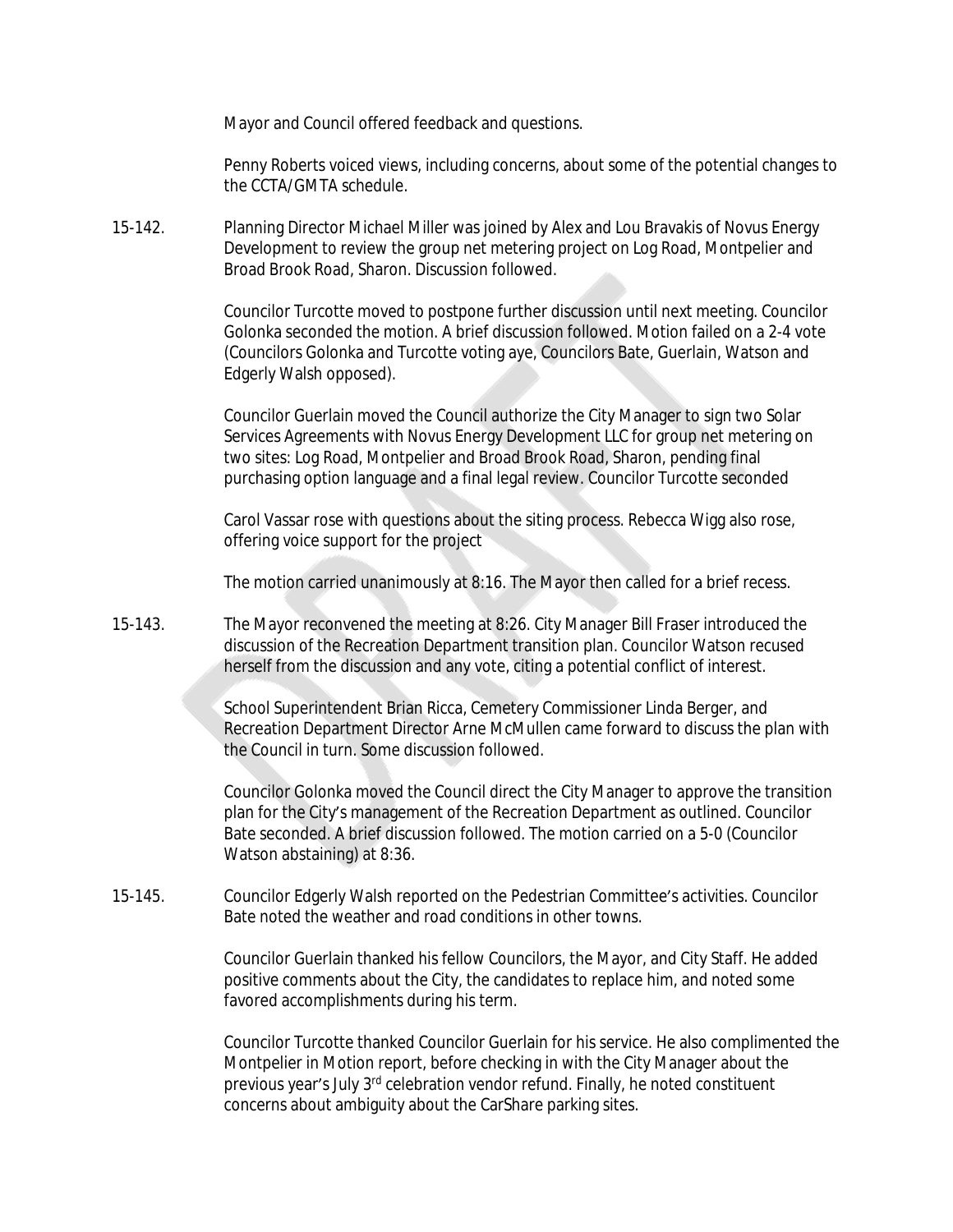Mayor and Council offered feedback and questions.

Penny Roberts voiced views, including concerns, about some of the potential changes to the CCTA/GMTA schedule.

15-142. Planning Director Michael Miller was joined by Alex and Lou Bravakis of Novus Energy Development to review the group net metering project on Log Road, Montpelier and Broad Brook Road, Sharon. Discussion followed.

Councilor Turcotte moved to postpone further discussion until next meeting. Councilor Golonka seconded the motion. A brief discussion followed. Motion failed on a 2-4 vote (Councilors Golonka and Turcotte voting aye, Councilors Bate, Guerlain, Watson and Edgerly Walsh opposed).

Councilor Guerlain moved the Council authorize the City Manager to sign two Solar Services Agreements with Novus Energy Development LLC for group net metering on two sites: Log Road, Montpelier and Broad Brook Road, Sharon, pending final purchasing option language and a final legal review. Councilor Turcotte seconded

Carol Vassar rose with questions about the siting process. Rebecca Wigg also rose, offering voice support for the project

The motion carried unanimously at 8:16. The Mayor then called for a brief recess.

15-143. The Mayor reconvened the meeting at 8:26. City Manager Bill Fraser introduced the discussion of the Recreation Department transition plan. Councilor Watson recused herself from the discussion and any vote, citing a potential conflict of interest.

School Superintendent Brian Ricca, Cemetery Commissioner Linda Berger, and Recreation Department Director Arne McMullen came forward to discuss the plan with the Council in turn. Some discussion followed.

Councilor Golonka moved the Council direct the City Manager to approve the transition plan for the City's management of the Recreation Department as outlined. Councilor Bate seconded. A brief discussion followed. The motion carried on a 5-0 (Councilor Watson abstaining) at 8:36.

15-145. Councilor Edgerly Walsh reported on the Pedestrian Committee's activities. Councilor Bate noted the weather and road conditions in other towns.

Councilor Guerlain thanked his fellow Councilors, the Mayor, and City Staff. He added positive comments about the City, the candidates to replace him, and noted some favored accomplishments during his term.

Councilor Turcotte thanked Councilor Guerlain for his service. He also complimented the Montpelier in Motion report, before checking in with the City Manager about the previous year's July 3rd celebration vendor refund. Finally, he noted constituent concerns about ambiguity about the CarShare parking sites.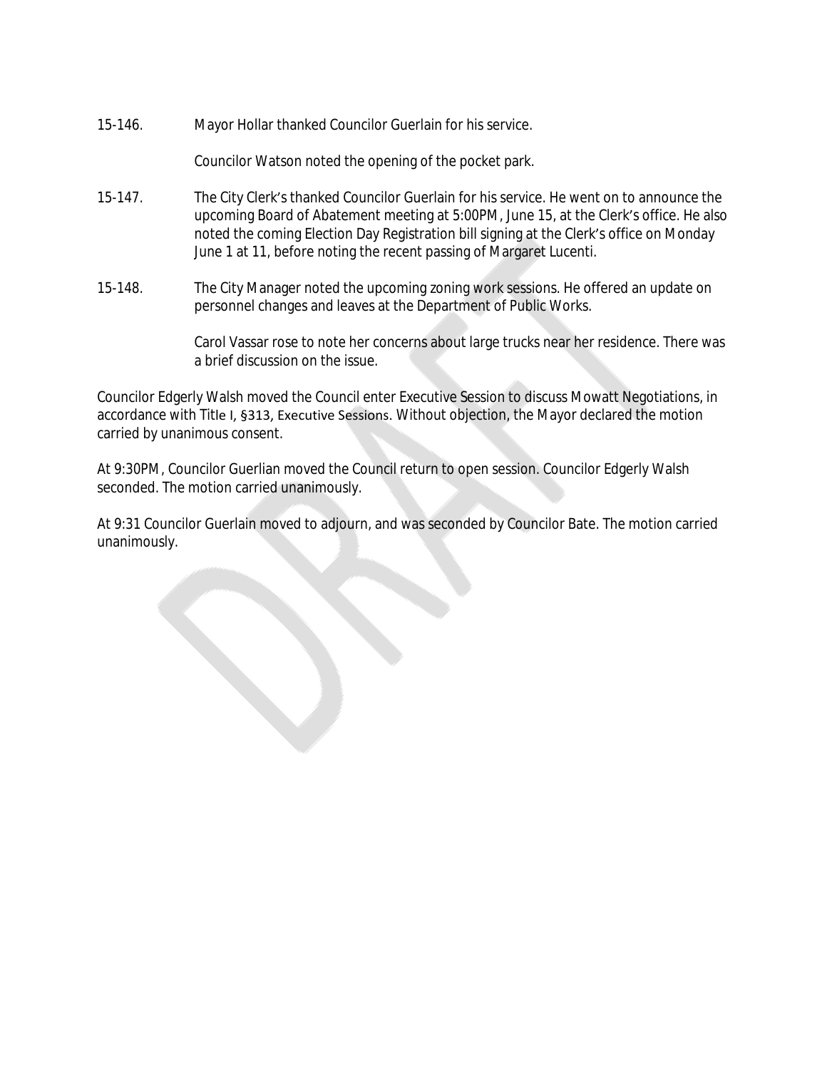15-146. Mayor Hollar thanked Councilor Guerlain for his service.

Councilor Watson noted the opening of the pocket park.

15-147. The City Clerk's thanked Councilor Guerlain for his service. He went on to announce the upcoming Board of Abatement meeting at 5:00PM, June 15, at the Clerk's office. He also noted the coming Election Day Registration bill signing at the Clerk's office on Monday June 1 at 11, before noting the recent passing of Margaret Lucenti.

15-148. The City Manager noted the upcoming zoning work sessions. He offered an update on personnel changes and leaves at the Department of Public Works.

Carol Vassar rose to note her concerns about large trucks near her residence. There was a brief discussion on the issue.

Councilor Edgerly Walsh moved the Council enter Executive Session to discuss Mowatt Negotiations, in accordance with Title I, §313, Executive Sessions. Without objection, the Mayor declared the motion carried by unanimous consent.

At 9:30PM, Councilor Guerlian moved the Council return to open session. Councilor Edgerly Walsh seconded. The motion carried unanimously.

At 9:31 Councilor Guerlain moved to adjourn, and was seconded by Councilor Bate. The motion carried unanimously.